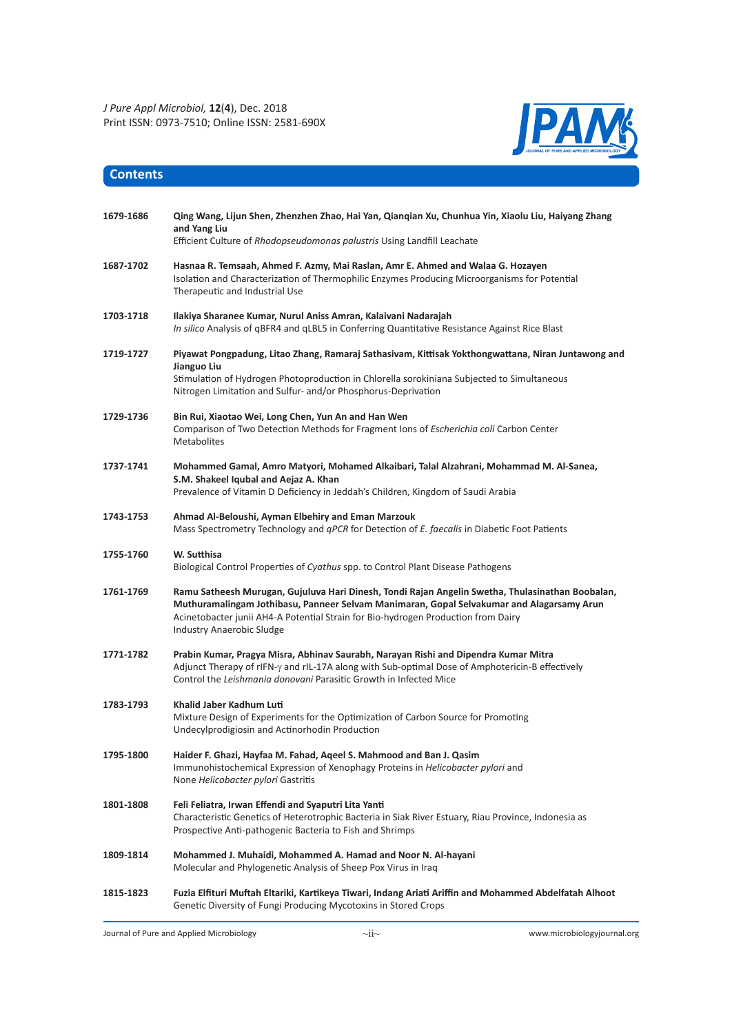## Contents

**1679-1686** **Qing Wang, Lijun Shen, Zhenzhen Zhao, Hai Yan, Qianqian Xu, Chunhua Yin, Xiaolu Liu, Haiyang Zhang and Yang Liu**
Efficient Culture of *Rhodopseudomonas palustris* Using Landfill Leachate

**1687-1702** **Hasnaa R. Temsaah, Ahmed F. Azmy, Mai Raslan, Amr E. Ahmed and Walaa G. Hozayen**
Isolation and Characterization of Thermophilic Enzymes Producing Microorganisms for Potential Therapeutic and Industrial Use

**1703-1718** **Ilakiya Sharanee Kumar, Nurul Aniss Amran, Kalaivani Nadarajah**
*In silico* Analysis of qBFR4 and qLBL5 in Conferring Quantitative Resistance Against Rice Blast

**1719-1727** **Piyawat Pongpadung, Litao Zhang, Ramaraj Sathasivam, Kittisak Yokthongwattana, Niran Juntawong and Jianguo Liu**
Stimulation of Hydrogen Photoproduction in Chlorella sorokiniana Subjected to Simultaneous Nitrogen Limitation and Sulfur- and/or Phosphorus-Deprivation

**1729-1736** **Bin Rui, Xiaotao Wei, Long Chen, Yun An and Han Wen**
Comparison of Two Detection Methods for Fragment Ions of *Escherichia coli* Carbon Center Metabolites

**1737-1741** **Mohammed Gamal, Amro Matyori, Mohamed Alkaibari, Talal Alzahrani, Mohammad M. Al-Sanea, S.M. Shakeel Iqbual and Aejaz A. Khan**
Prevalence of Vitamin D Deficiency in Jeddah's Children, Kingdom of Saudi Arabia

**1743-1753** **Ahmad Al-Beloushi, Ayman Elbehiry and Eman Marzouk**
Mass Spectrometry Technology and *qPCR* for Detection of *E. faecalis* in Diabetic Foot Patients

**1755-1760** **W. Sutthisa**
Biological Control Properties of *Cyathus* spp. to Control Plant Disease Pathogens

**1761-1769** **Ramu Satheesh Murugan, Gujuluva Hari Dinesh, Tondi Rajan Angelin Swetha, Thulasinathan Boobalan, Muthuramalingam Jothibasu, Panneer Selvam Manimaran, Gopal Selvakumar and Alagarsamy Arun**
Acinetobacter junii AH4-A Potential Strain for Bio-hydrogen Production from Dairy Industry Anaerobic Sludge

**1771-1782** **Prabin Kumar, Pragya Misra, Abhinav Saurabh, Narayan Rishi and Dipendra Kumar Mitra**
Adjunct Therapy of rIFN-$\gamma$ and rIL-17A along with Sub-optimal Dose of Amphotericin-B effectively Control the *Leishmania donovani* Parasitic Growth in Infected Mice

**1783-1793** **Khalid Jaber Kadhum Luti**
Mixture Design of Experiments for the Optimization of Carbon Source for Promoting Undecylprodigiosin and Actinorhodin Production

**1795-1800** **Haider F. Ghazi, Hayfaa M. Fahad, Aqeel S. Mahmood and Ban J. Qasim**
Immunohistochemical Expression of Xenophagy Proteins in *Helicobacter pylori* and None *Helicobacter pylori* Gastritis

**1801-1808** **Feli Feliatra, Irwan Effendi and Syaputri Lita Yanti**
Characteristic Genetics of Heterotrophic Bacteria in Siak River Estuary, Riau Province, Indonesia as Prospective Anti-pathogenic Bacteria to Fish and Shrimps

**1809-1814** **Mohammed J. Muhaidi, Mohammed A. Hamad and Noor N. Al-hayani**
Molecular and Phylogenetic Analysis of Sheep Pox Virus in Iraq

**1815-1823** **Fuzia Elfituri Muftah Eltariki, Kartikeya Tiwari, Indang Ariati Ariffin and Mohammed Abdelfatah Alhoot**
Genetic Diversity of Fungi Producing Mycotoxins in Stored Crops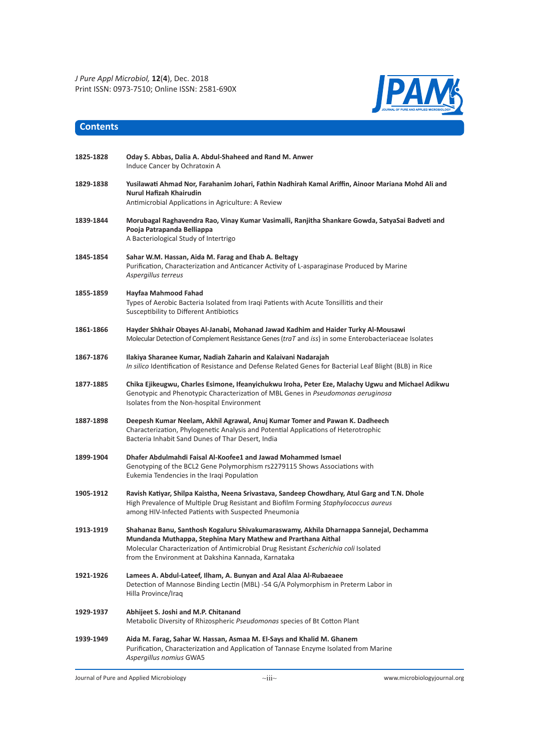## Contents

| | |
|---|---|
| 1825-1828 | **Oday S. Abbas, Dalia A. Abdul-Shaheed and Rand M. Anwer**<br>Induce Cancer by Ochratoxin A |
| 1829-1838 | **Yusilawati Ahmad Nor, Farahanim Johari, Fathin Nadhirah Kamal Ariffin, Ainoor Mariana Mohd Ali and Nurul Hafizah Khairudin**<br>Antimicrobial Applications in Agriculture: A Review |
| 1839-1844 | **Morubagal Raghavendra Rao, Vinay Kumar Vasimalli, Ranjitha Shankare Gowda, SatyaSai Badveti and Pooja Patrapanda Belliappa**<br>A Bacteriological Study of Intertrigo |
| 1845-1854 | **Sahar W.M. Hassan, Aida M. Farag and Ehab A. Beltagy**<br>Purification, Characterization and Anticancer Activity of L-asparaginase Produced by Marine *Aspergillus terreus* |
| 1855-1859 | **Hayfaa Mahmood Fahad**<br>Types of Aerobic Bacteria Isolated from Iraqi Patients with Acute Tonsillitis and their Susceptibility to Different Antibiotics |
| 1861-1866 | **Hayder Shkhair Obayes Al-Janabi, Mohanad Jawad Kadhim and Haider Turky Al-Mousawi**<br>Molecular Detection of Complement Resistance Genes (*traT* and *iss*) in some Enterobacteriaceae Isolates |
| 1867-1876 | **Ilakiya Sharanee Kumar, Nadiah Zaharin and Kalaivani Nadarajah**<br>*In silico* Identification of Resistance and Defense Related Genes for Bacterial Leaf Blight (BLB) in Rice |
| 1877-1885 | **Chika Ejikeugwu, Charles Esimone, Ifeanyichukwu Iroha, Peter Eze, Malachy Ugwu and Michael Adikwu**<br>Genotypic and Phenotypic Characterization of MBL Genes in *Pseudomonas aeruginosa* Isolates from the Non-hospital Environment |
| 1887-1898 | **Deepesh Kumar Neelam, Akhil Agrawal, Anuj Kumar Tomer and Pawan K. Dadheech**<br>Characterization, Phylogenetic Analysis and Potential Applications of Heterotrophic Bacteria Inhabit Sand Dunes of Thar Desert, India |
| 1899-1904 | **Dhafer Abdulmahdi Faisal Al-Koofee1 and Jawad Mohammed Ismael**<br>Genotyping of the BCL2 Gene Polymorphism rs2279115 Shows Associations with Eukemia Tendencies in the Iraqi Population |
| 1905-1912 | **Ravish Katiyar, Shilpa Kaistha, Neena Srivastava, Sandeep Chowdhary, Atul Garg and T.N. Dhole**<br>High Prevalence of Multiple Drug Resistant and Biofilm Forming *Staphylococcus aureus* among HIV-Infected Patients with Suspected Pneumonia |
| 1913-1919 | **Shahanaz Banu, Santhosh Kogaluru Shivakumaraswamy, Akhila Dharnappa Sannejal, Dechamma Mundanda Muthappa, Stephina Mary Mathew and Prarthana Aithal**<br>Molecular Characterization of Antimicrobial Drug Resistant *Escherichia coli* Isolated from the Environment at Dakshina Kannada, Karnataka |
| 1921-1926 | **Lamees A. Abdul-Lateef, Ilham, A. Bunyan and Azal Alaa Al-Rubaeaee**<br>Detection of Mannose Binding Lectin (MBL) -54 G/A Polymorphism in Preterm Labor in Hilla Province/Iraq |
| 1929-1937 | **Abhijeet S. Joshi and M.P. Chitanand**<br>Metabolic Diversity of Rhizospheric *Pseudomonas* species of Bt Cotton Plant |
| 1939-1949 | **Aida M. Farag, Sahar W. Hassan, Asmaa M. El-Says and Khalid M. Ghanem**<br>Purification, Characterization and Application of Tannase Enzyme Isolated from Marine *Aspergillus nomius* GWA5 |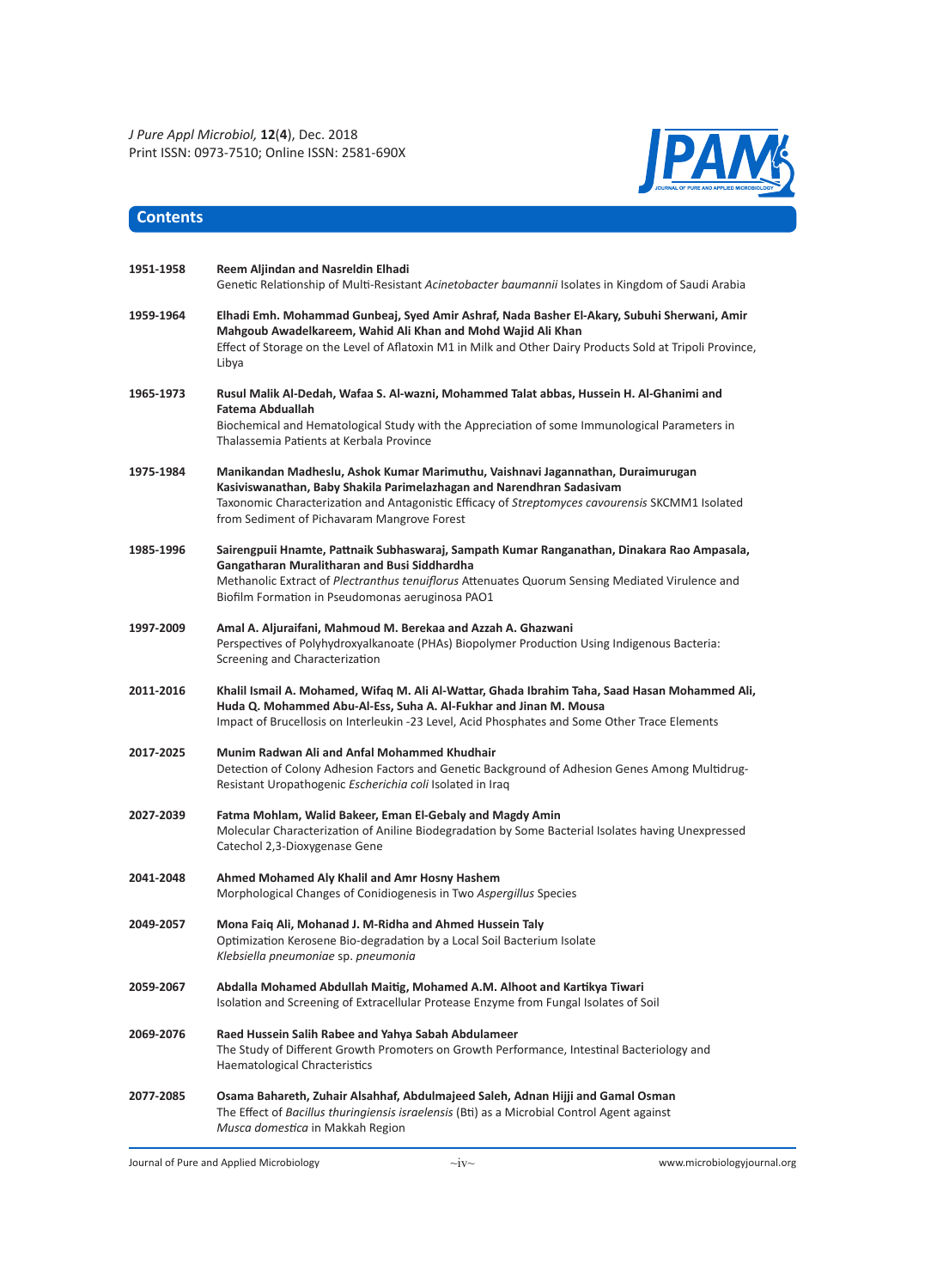## Contents

**1951-1958** **Reem Aljindan and Nasreldin Elhadi**
Genetic Relationship of Multi-Resistant *Acinetobacter baumannii* Isolates in Kingdom of Saudi Arabia

**1959-1964** **Elhadi Emh. Mohammad Gunbeaj, Syed Amir Ashraf, Nada Basher El-Akary, Subuhi Sherwani, Amir Mahgoub Awadelkareem, Wahid Ali Khan and Mohd Wajid Ali Khan**
Effect of Storage on the Level of Aflatoxin M1 in Milk and Other Dairy Products Sold at Tripoli Province, Libya

**1965-1973** **Rusul Malik Al-Dedah, Wafaa S. Al-wazni, Mohammed Talat abbas, Hussein H. Al-Ghanimi and Fatema Abduallah**
Biochemical and Hematological Study with the Appreciation of some Immunological Parameters in Thalassemia Patients at Kerbala Province

**1975-1984** **Manikandan Madheslu, Ashok Kumar Marimuthu, Vaishnavi Jagannathan, Duraimurugan Kasiviswanathan, Baby Shakila Parimelazhagan and Narendhran Sadasivam**
Taxonomic Characterization and Antagonistic Efficacy of *Streptomyces cavourensis* SKCMM1 Isolated from Sediment of Pichavaram Mangrove Forest

**1985-1996** **Sairengpuii Hnamte, Pattnaik Subhaswaraj, Sampath Kumar Ranganathan, Dinakara Rao Ampasala, Gangatharan Muralitharan and Busi Siddhardha**
Methanolic Extract of *Plectranthus tenuiflorus* Attenuates Quorum Sensing Mediated Virulence and Biofilm Formation in Pseudomonas aeruginosa PAO1

**1997-2009** **Amal A. Aljuraifani, Mahmoud M. Berekaa and Azzah A. Ghazwani**
Perspectives of Polyhydroxyalkanoate (PHAs) Biopolymer Production Using Indigenous Bacteria: Screening and Characterization

**2011-2016** **Khalil Ismail A. Mohamed, Wifaq M. Ali Al-Wattar, Ghada Ibrahim Taha, Saad Hasan Mohammed Ali, Huda Q. Mohammed Abu-Al-Ess, Suha A. Al-Fukhar and Jinan M. Mousa**
Impact of Brucellosis on Interleukin -23 Level, Acid Phosphates and Some Other Trace Elements

**2017-2025** **Munim Radwan Ali and Anfal Mohammed Khudhair**
Detection of Colony Adhesion Factors and Genetic Background of Adhesion Genes Among Multidrug-Resistant Uropathogenic *Escherichia coli* Isolated in Iraq

**2027-2039** **Fatma Mohlam, Walid Bakeer, Eman El-Gebaly and Magdy Amin**
Molecular Characterization of Aniline Biodegradation by Some Bacterial Isolates having Unexpressed Catechol 2,3-Dioxygenase Gene

**2041-2048** **Ahmed Mohamed Aly Khalil and Amr Hosny Hashem**
Morphological Changes of Conidiogenesis in Two *Aspergillus* Species

**2049-2057** **Mona Faiq Ali, Mohanad J. M-Ridha and Ahmed Hussein Taly**
Optimization Kerosene Bio-degradation by a Local Soil Bacterium Isolate *Klebsiella pneumoniae* sp. *pneumonia*

**2059-2067** **Abdalla Mohamed Abdullah Maitig, Mohamed A.M. Alhoot and Kartikya Tiwari**
Isolation and Screening of Extracellular Protease Enzyme from Fungal Isolates of Soil

**2069-2076** **Raed Hussein Salih Rabee and Yahya Sabah Abdulameer**
The Study of Different Growth Promoters on Growth Performance, Intestinal Bacteriology and Haematological Chracteristics

**2077-2085** **Osama Bahareth, Zuhair Alsahhaf, Abdulmajeed Saleh, Adnan Hijji and Gamal Osman**
The Effect of *Bacillus thuringiensis israelensis* (Bti) as a Microbial Control Agent against *Musca domestica* in Makkah Region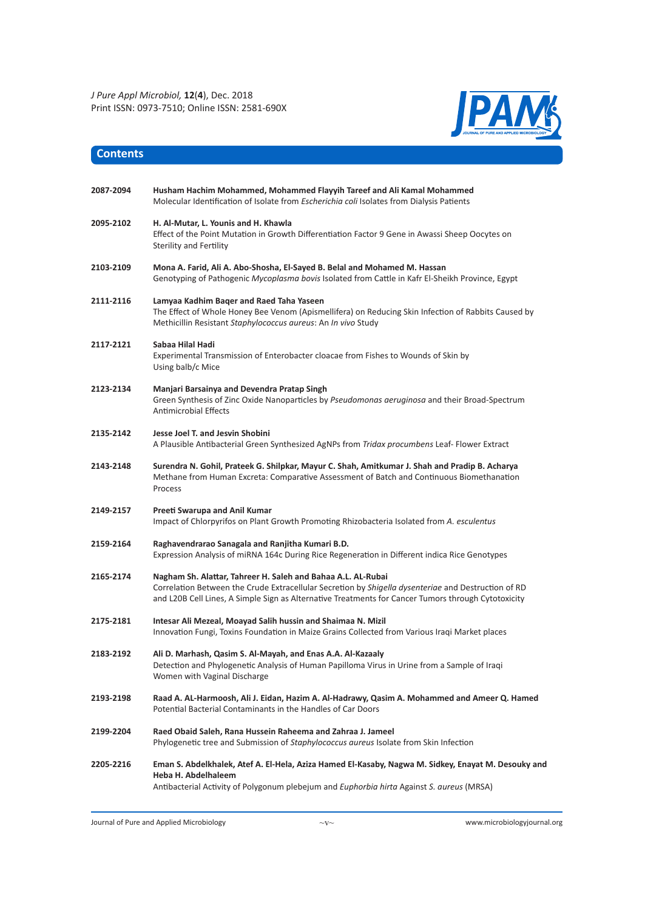## Contents

| | |
|---|---|
| 2087-2094 | **Husham Hachim Mohammed, Mohammed Flayyih Tareef and Ali Kamal Mohammed**<br>Molecular Identification of Isolate from *Escherichia coli* Isolates from Dialysis Patients |
| 2095-2102 | **H. Al-Mutar, L. Younis and H. Khawla**<br>Effect of the Point Mutation in Growth Differentiation Factor 9 Gene in Awassi Sheep Oocytes on Sterility and Fertility |
| 2103-2109 | **Mona A. Farid, Ali A. Abo-Shosha, El-Sayed B. Belal and Mohamed M. Hassan**<br>Genotyping of Pathogenic *Mycoplasma bovis* Isolated from Cattle in Kafr El-Sheikh Province, Egypt |
| 2111-2116 | **Lamyaa Kadhim Baqer and Raed Taha Yaseen**<br>The Effect of Whole Honey Bee Venom (Apismellifera) on Reducing Skin Infection of Rabbits Caused by Methicillin Resistant *Staphylococcus aureus*: An *In vivo* Study |
| 2117-2121 | **Sabaa Hilal Hadi**<br>Experimental Transmission of Enterobacter cloacae from Fishes to Wounds of Skin by Using balb/c Mice |
| 2123-2134 | **Manjari Barsainya and Devendra Pratap Singh**<br>Green Synthesis of Zinc Oxide Nanoparticles by *Pseudomonas aeruginosa* and their Broad-Spectrum Antimicrobial Effects |
| 2135-2142 | **Jesse Joel T. and Jesvin Shobini**<br>A Plausible Antibacterial Green Synthesized AgNPs from *Tridax procumbens* Leaf- Flower Extract |
| 2143-2148 | **Surendra N. Gohil, Prateek G. Shilpkar, Mayur C. Shah, Amitkumar J. Shah and Pradip B. Acharya**<br>Methane from Human Excreta: Comparative Assessment of Batch and Continuous Biomethanation Process |
| 2149-2157 | **Preeti Swarupa and Anil Kumar**<br>Impact of Chlorpyrifos on Plant Growth Promoting Rhizobacteria Isolated from *A. esculentus* |
| 2159-2164 | **Raghavendrarao Sanagala and Ranjitha Kumari B.D.**<br>Expression Analysis of miRNA 164c During Rice Regeneration in Different indica Rice Genotypes |
| 2165-2174 | **Nagham Sh. Alattar, Tahreer H. Saleh and Bahaa A.L. AL-Rubai**<br>Correlation Between the Crude Extracellular Secretion by *Shigella dysenteriae* and Destruction of RD and L20B Cell Lines, A Simple Sign as Alternative Treatments for Cancer Tumors through Cytotoxicity |
| 2175-2181 | **Intesar Ali Mezeal, Moayad Salih hussin and Shaimaa N. Mizil**<br>Innovation Fungi, Toxins Foundation in Maize Grains Collected from Various Iraqi Market places |
| 2183-2192 | **Ali D. Marhash, Qasim S. Al-Mayah, and Enas A.A. Al-Kazaaly**<br>Detection and Phylogenetic Analysis of Human Papilloma Virus in Urine from a Sample of Iraqi Women with Vaginal Discharge |
| 2193-2198 | **Raad A. AL-Harmoosh, Ali J. Eidan, Hazim A. Al-Hadrawy, Qasim A. Mohammed and Ameer Q. Hamed**<br>Potential Bacterial Contaminants in the Handles of Car Doors |
| 2199-2204 | **Raed Obaid Saleh, Rana Hussein Raheema and Zahraa J. Jameel**<br>Phylogenetic tree and Submission of *Staphylococcus aureus* Isolate from Skin Infection |
| 2205-2216 | **Eman S. Abdelkhalek, Atef A. El-Hela, Aziza Hamed El-Kasaby, Nagwa M. Sidkey, Enayat M. Desouky and Heba H. Abdelhaleem**<br>Antibacterial Activity of Polygonum plebejum and *Euphorbia hirta* Against *S. aureus* (MRSA) |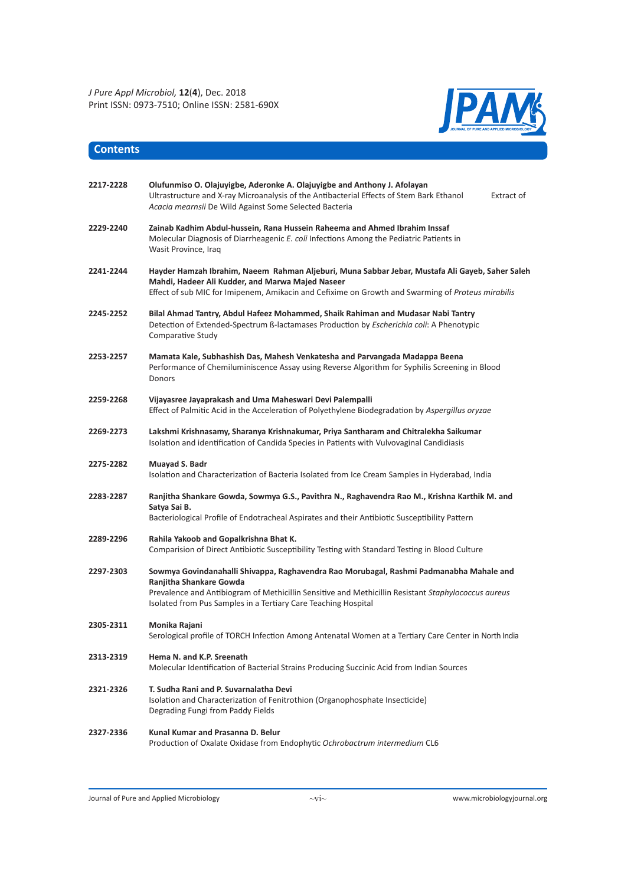## Contents

| | |
|---|---|
| 2217-2228 | **Olufunmiso O. Olajuyigbe, Aderonke A. Olajuyigbe and Anthony J. Afolayan**<br>Ultrastructure and X-ray Microanalysis of the Antibacterial Effects of Stem Bark Ethanol Extract of *Acacia mearnsii* De Wild Against Some Selected Bacteria |
| 2229-2240 | **Zainab Kadhim Abdul-hussein, Rana Hussein Raheema and Ahmed Ibrahim Inssaf**<br>Molecular Diagnosis of Diarrheagenic *E. coli* Infections Among the Pediatric Patients in Wasit Province, Iraq |
| 2241-2244 | **Hayder Hamzah Ibrahim, Naeem Rahman Aljeburi, Muna Sabbar Jebar, Mustafa Ali Gayeb, Saher Saleh Mahdi, Hadeer Ali Kudder, and Marwa Majed Naseer**<br>Effect of sub MIC for Imipenem, Amikacin and Cefixime on Growth and Swarming of *Proteus mirabilis* |
| 2245-2252 | **Bilal Ahmad Tantry, Abdul Hafeez Mohammed, Shaik Rahiman and Mudasar Nabi Tantry**<br>Detection of Extended-Spectrum ß-lactamases Production by *Escherichia coli*: A Phenotypic Comparative Study |
| 2253-2257 | **Mamata Kale, Subhashish Das, Mahesh Venkatesha and Parvangada Madappa Beena**<br>Performance of Chemiluminiscence Assay using Reverse Algorithm for Syphilis Screening in Blood Donors |
| 2259-2268 | **Vijayasree Jayaprakash and Uma Maheswari Devi Palempalli**<br>Effect of Palmitic Acid in the Acceleration of Polyethylene Biodegradation by *Aspergillus oryzae* |
| 2269-2273 | **Lakshmi Krishnasamy, Sharanya Krishnakumar, Priya Santharam and Chitralekha Saikumar**<br>Isolation and identification of Candida Species in Patients with Vulvovaginal Candidiasis |
| 2275-2282 | **Muayad S. Badr**<br>Isolation and Characterization of Bacteria Isolated from Ice Cream Samples in Hyderabad, India |
| 2283-2287 | **Ranjitha Shankare Gowda, Sowmya G.S., Pavithra N., Raghavendra Rao M., Krishna Karthik M. and Satya Sai B.**<br>Bacteriological Profile of Endotracheal Aspirates and their Antibiotic Susceptibility Pattern |
| 2289-2296 | **Rahila Yakoob and Gopalkrishna Bhat K.**<br>Comparision of Direct Antibiotic Susceptibility Testing with Standard Testing in Blood Culture |
| 2297-2303 | **Sowmya Govindanahalli Shivappa, Raghavendra Rao Morubagal, Rashmi Padmanabha Mahale and Ranjitha Shankare Gowda**<br>Prevalence and Antibiogram of Methicillin Sensitive and Methicillin Resistant *Staphylococcus aureus* Isolated from Pus Samples in a Tertiary Care Teaching Hospital |
| 2305-2311 | **Monika Rajani**<br>Serological profile of TORCH Infection Among Antenatal Women at a Tertiary Care Center in North India |
| 2313-2319 | **Hema N. and K.P. Sreenath**<br>Molecular Identification of Bacterial Strains Producing Succinic Acid from Indian Sources |
| 2321-2326 | **T. Sudha Rani and P. Suvarnalatha Devi**<br>Isolation and Characterization of Fenitrothion (Organophosphate Insecticide) Degrading Fungi from Paddy Fields |
| 2327-2336 | **Kunal Kumar and Prasanna D. Belur**<br>Production of Oxalate Oxidase from Endophytic *Ochrobactrum intermedium* CL6 |